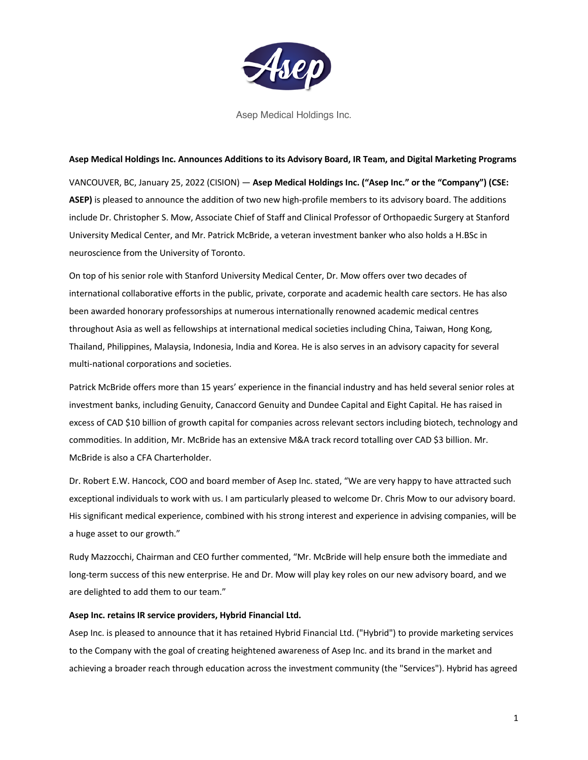Asep Medical Holdings Inc.

**Asep Medical Holdings Inc. Announces Additions to its Advisory Board, IR Team, and Digital Marketing Programs**

VANCOUVER, BC, January 25, 2022 (CISION) — **Asep Medical Holdings Inc. ("Asep Inc." or the "Company") (CSE: ASEP)** is pleased to announce the addition of two new high-profile members to its advisory board. The additions include Dr. Christopher S. Mow, Associate Chief of Staff and Clinical Professor of Orthopaedic Surgery at Stanford University Medical Center, and Mr. Patrick McBride, a veteran investment banker who also holds a H.BSc in neuroscience from the University of Toronto.

On top of his senior role with Stanford University Medical Center, Dr. Mow offers over two decades of international collaborative efforts in the public, private, corporate and academic health care sectors. He has also been awarded honorary professorships at numerous internationally renowned academic medical centres throughout Asia as well as fellowships at international medical societies including China, Taiwan, Hong Kong, Thailand, Philippines, Malaysia, Indonesia, India and Korea. He is also serves in an advisory capacity for several multi-national corporations and societies.

Patrick McBride offers more than 15 years' experience in the financial industry and has held several senior roles at investment banks, including Genuity, Canaccord Genuity and Dundee Capital and Eight Capital. He has raised in excess of CAD $10 billion of growth capital for companies across relevant sectors including biotech, technology and commodities. In addition, Mr. McBride has an extensive M&A track record totalling over CAD $3 billion. Mr. McBride is also a CFA Charterholder.

Dr. Robert E.W. Hancock, COO and board member of Asep Inc. stated, "We are very happy to have attracted such exceptional individuals to work with us. I am particularly pleased to welcome Dr. Chris Mow to our advisory board. His significant medical experience, combined with his strong interest and experience in advising companies, will be a huge asset to our growth."

Rudy Mazzocchi, Chairman and CEO further commented, "Mr. McBride will help ensure both the immediate and long-term success of this new enterprise. He and Dr. Mow will play key roles on our new advisory board, and we are delighted to add them to our team."

**Asep Inc. retains IR service providers, Hybrid Financial Ltd.**

Asep Inc. is pleased to announce that it has retained Hybrid Financial Ltd. ("Hybrid") to provide marketing services to the Company with the goal of creating heightened awareness of Asep Inc. and its brand in the market and achieving a broader reach through education across the investment community (the "Services"). Hybrid has agreed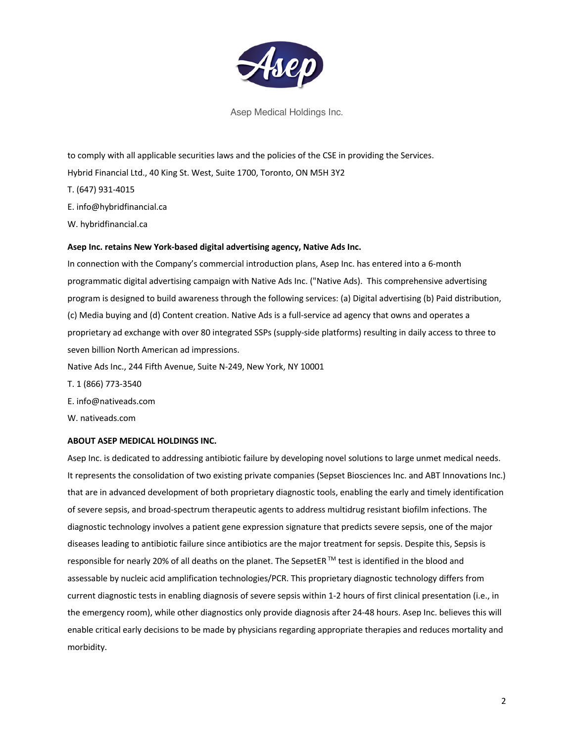to comply with all applicable securities laws and the policies of the CSE in providing the Services.

Hybrid Financial Ltd., 40 King St. West, Suite 1700, Toronto, ON M5H 3Y2

T. (647) 931-4015

E. info@hybridfinancial.ca

W. hybridfinancial.ca

**Asep Inc. retains New York-based digital advertising agency, Native Ads Inc.**

In connection with the Company's commercial introduction plans, Asep Inc. has entered into a 6-month programmatic digital advertising campaign with Native Ads Inc. ("Native Ads). This comprehensive advertising program is designed to build awareness through the following services: (a) Digital advertising (b) Paid distribution, (c) Media buying and (d) Content creation. Native Ads is a full-service ad agency that owns and operates a proprietary ad exchange with over 80 integrated SSPs (supply-side platforms) resulting in daily access to three to seven billion North American ad impressions.

Native Ads Inc., 244 Fifth Avenue, Suite N-249, New York, NY 10001

T. 1 (866) 773-3540

E. info@nativeads.com

W. nativeads.com

**ABOUT ASEP MEDICAL HOLDINGS INC.**

Asep Inc. is dedicated to addressing antibiotic failure by developing novel solutions to large unmet medical needs. It represents the consolidation of two existing private companies (Sepset Biosciences Inc. and ABT Innovations Inc.) that are in advanced development of both proprietary diagnostic tools, enabling the early and timely identification of severe sepsis, and broad-spectrum therapeutic agents to address multidrug resistant biofilm infections. The diagnostic technology involves a patient gene expression signature that predicts severe sepsis, one of the major diseases leading to antibiotic failure since antibiotics are the major treatment for sepsis. Despite this, Sepsis is responsible for nearly 20% of all deaths on the planet. The SepsetER™ test is identified in the blood and assessable by nucleic acid amplification technologies/PCR. This proprietary diagnostic technology differs from current diagnostic tests in enabling diagnosis of severe sepsis within 1-2 hours of first clinical presentation (i.e., in the emergency room), while other diagnostics only provide diagnosis after 24-48 hours. Asep Inc. believes this will enable critical early decisions to be made by physicians regarding appropriate therapies and reduces mortality and morbidity.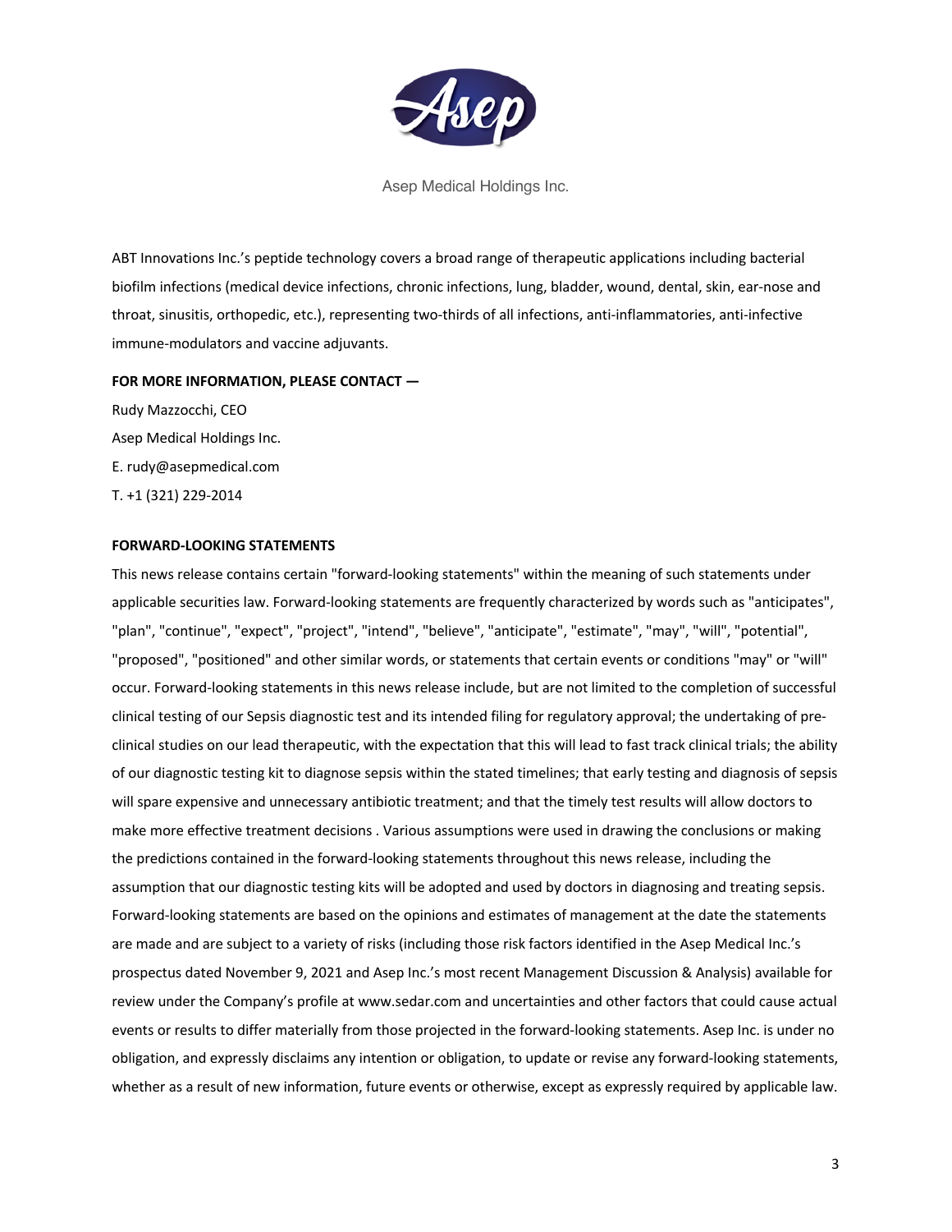ABT Innovations Inc.'s peptide technology covers a broad range of therapeutic applications including bacterial biofilm infections (medical device infections, chronic infections, lung, bladder, wound, dental, skin, ear-nose and throat, sinusitis, orthopedic, etc.), representing two-thirds of all infections, anti-inflammatories, anti-infective immune-modulators and vaccine adjuvants.

**FOR MORE INFORMATION, PLEASE CONTACT —**

Rudy Mazzocchi, CEO

Asep Medical Holdings Inc.

E. rudy@asepmedical.com

T. +1 (321) 229-2014

**FORWARD-LOOKING STATEMENTS**

This news release contains certain "forward-looking statements" within the meaning of such statements under applicable securities law. Forward-looking statements are frequently characterized by words such as "anticipates", "plan", "continue", "expect", "project", "intend", "believe", "anticipate", "estimate", "may", "will", "potential", "proposed", "positioned" and other similar words, or statements that certain events or conditions "may" or "will" occur. Forward-looking statements in this news release include, but are not limited to the completion of successful clinical testing of our Sepsis diagnostic test and its intended filing for regulatory approval; the undertaking of pre-clinical studies on our lead therapeutic, with the expectation that this will lead to fast track clinical trials; the ability of our diagnostic testing kit to diagnose sepsis within the stated timelines; that early testing and diagnosis of sepsis will spare expensive and unnecessary antibiotic treatment; and that the timely test results will allow doctors to make more effective treatment decisions . Various assumptions were used in drawing the conclusions or making the predictions contained in the forward-looking statements throughout this news release, including the assumption that our diagnostic testing kits will be adopted and used by doctors in diagnosing and treating sepsis. Forward-looking statements are based on the opinions and estimates of management at the date the statements are made and are subject to a variety of risks (including those risk factors identified in the Asep Medical Inc.'s prospectus dated November 9, 2021 and Asep Inc.'s most recent Management Discussion & Analysis) available for review under the Company's profile at www.sedar.com and uncertainties and other factors that could cause actual events or results to differ materially from those projected in the forward-looking statements. Asep Inc. is under no obligation, and expressly disclaims any intention or obligation, to update or revise any forward-looking statements, whether as a result of new information, future events or otherwise, except as expressly required by applicable law.